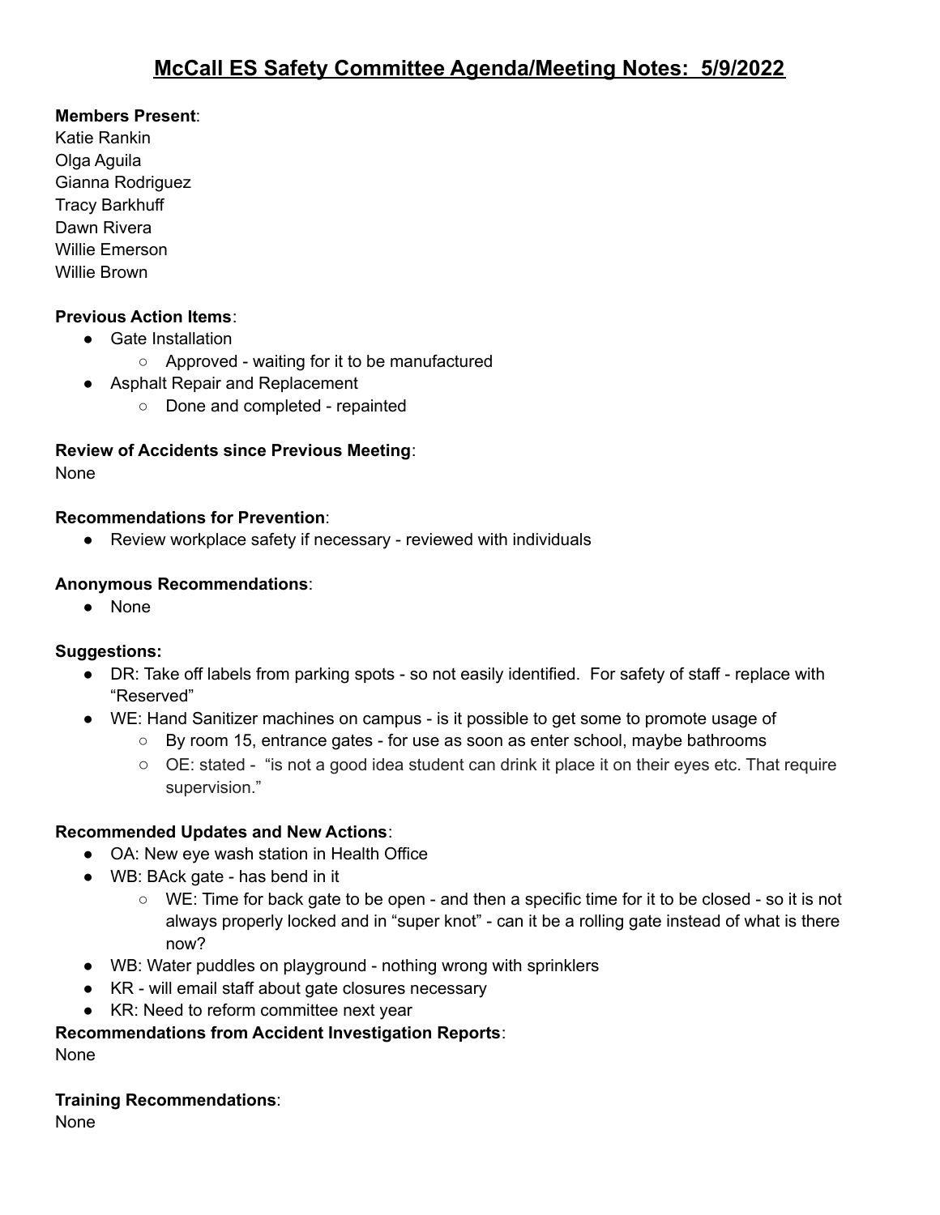# McCall ES Safety Committee Agenda/Meeting Notes:  5/9/2022

**Members Present**:
Katie Rankin
Olga Aguila
Gianna Rodriguez
Tracy Barkhuff
Dawn Rivera
Willie Emerson
Willie Brown

**Previous Action Items**:

- Gate Installation
  - Approved - waiting for it to be manufactured
- Asphalt Repair and Replacement
  - Done and completed - repainted

**Review of Accidents since Previous Meeting**:
None

**Recommendations for Prevention**:

- Review workplace safety if necessary - reviewed with individuals

**Anonymous Recommendations**:

- None

**Suggestions:**

- DR: Take off labels from parking spots - so not easily identified.  For safety of staff - replace with "Reserved"
- WE: Hand Sanitizer machines on campus - is it possible to get some to promote usage of
  - By room 15, entrance gates - for use as soon as enter school, maybe bathrooms
  - OE: stated -  "is not a good idea student can drink it place it on their eyes etc. That require supervision."

**Recommended Updates and New Actions**:

- OA: New eye wash station in Health Office
- WB: BAck gate - has bend in it
  - WE: Time for back gate to be open - and then a specific time for it to be closed - so it is not always properly locked and in "super knot" - can it be a rolling gate instead of what is there now?
- WB: Water puddles on playground - nothing wrong with sprinklers
- KR - will email staff about gate closures necessary
- KR: Need to reform committee next year

**Recommendations from Accident Investigation Reports**:
None

**Training Recommendations**:
None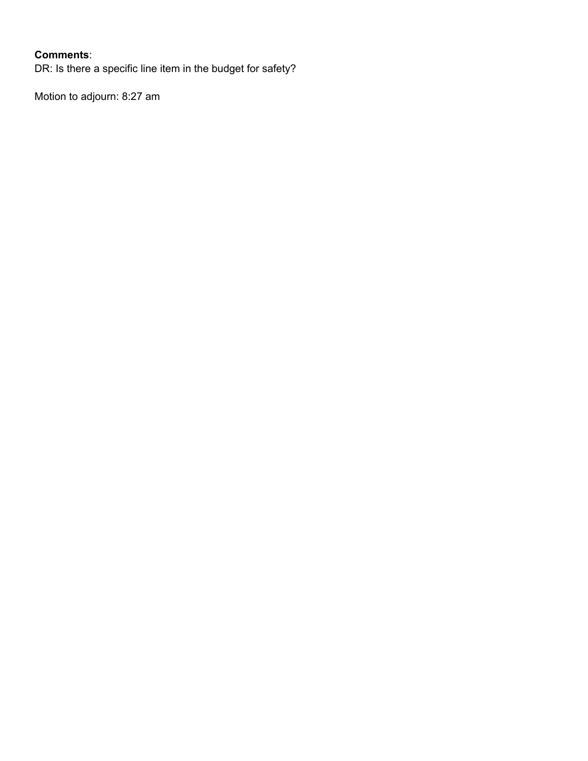**Comments**:
DR: Is there a specific line item in the budget for safety?

Motion to adjourn: 8:27 am